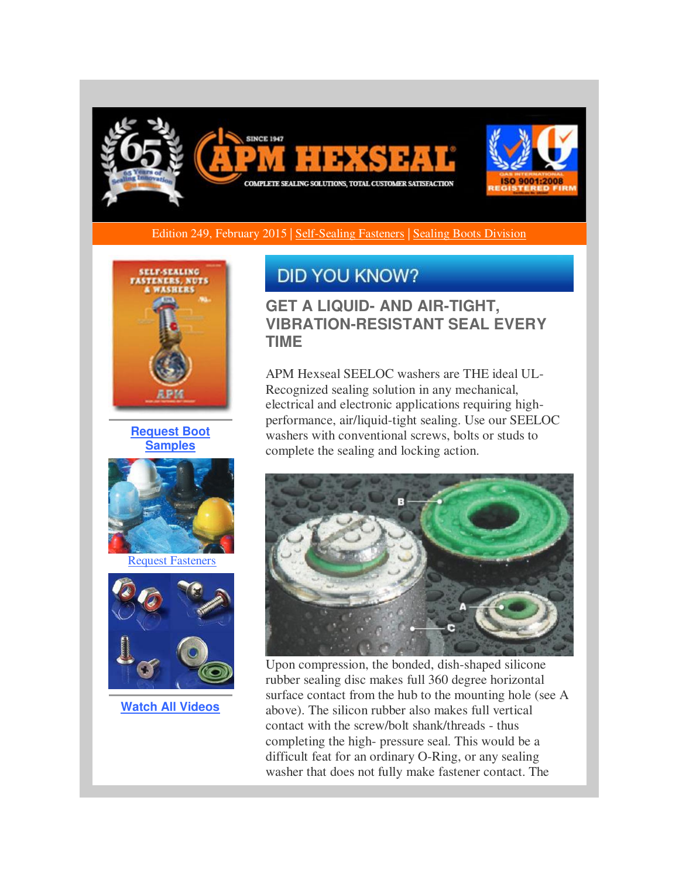Edition 249, February 2015 | Self-Sealing Fasteners | Sealing Boots Division

Request Boot Samples

Request Fasteners

Watch All Videos

## DID YOU KNOW?

### GET A LIQUID- AND AIR-TIGHT, VIBRATION-RESISTANT SEAL EVERY TIME

APM Hexseal SEELOC washers are THE ideal UL-Recognized sealing solution in any mechanical, electrical and electronic applications requiring high-performance, air/liquid-tight sealing. Use our SEELOC washers with conventional screws, bolts or studs to complete the sealing and locking action.

Upon compression, the bonded, dish-shaped silicone rubber sealing disc makes full 360 degree horizontal surface contact from the hub to the mounting hole (see A above). The silicon rubber also makes full vertical contact with the screw/bolt shank/threads - thus completing the high- pressure seal. This would be a difficult feat for an ordinary O-Ring, or any sealing washer that does not fully make fastener contact. The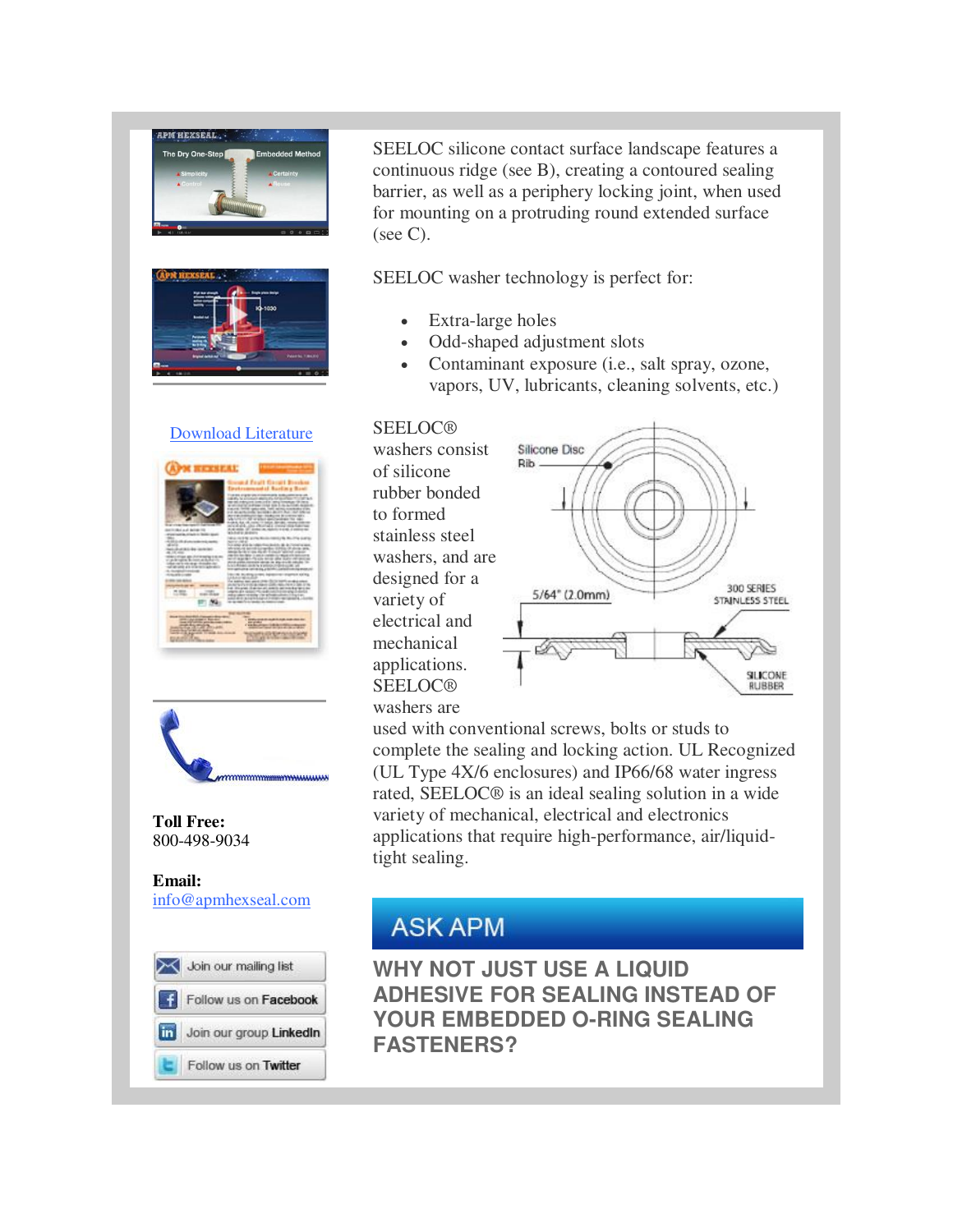SEELOC silicone contact surface landscape features a continuous ridge (see B), creating a contoured sealing barrier, as well as a periphery locking joint, when used for mounting on a protruding round extended surface (see C).

SEELOC washer technology is perfect for:

- Extra-large holes
- Odd-shaped adjustment slots
- Contaminant exposure (i.e., salt spray, ozone, vapors, UV, lubricants, cleaning solvents, etc.)

SEELOC® washers consist of silicone rubber bonded to formed stainless steel washers, and are designed for a variety of electrical and mechanical applications. SEELOC® washers are used with conventional screws, bolts or studs to complete the sealing and locking action. UL Recognized (UL Type 4X/6 enclosures) and IP66/68 water ingress rated, SEELOC® is an ideal sealing solution in a wide variety of mechanical, electrical and electronics applications that require high-performance, air/liquid-tight sealing.

Silicone Disc Rib

5/64" (2.0mm)

300 SERIES STAINLESS STEEL

SILICONE RUBBER

[Download Literature](#)

**Toll Free:**
800-498-9034

**Email:**
[info@apmhexseal.com](mailto:info@apmhexseal.com)

Join our mailing list

Follow us on Facebook

Join our group LinkedIn

Follow us on Twitter

## ASK APM

### WHY NOT JUST USE A LIQUID ADHESIVE FOR SEALING INSTEAD OF YOUR EMBEDDED O-RING SEALING FASTENERS?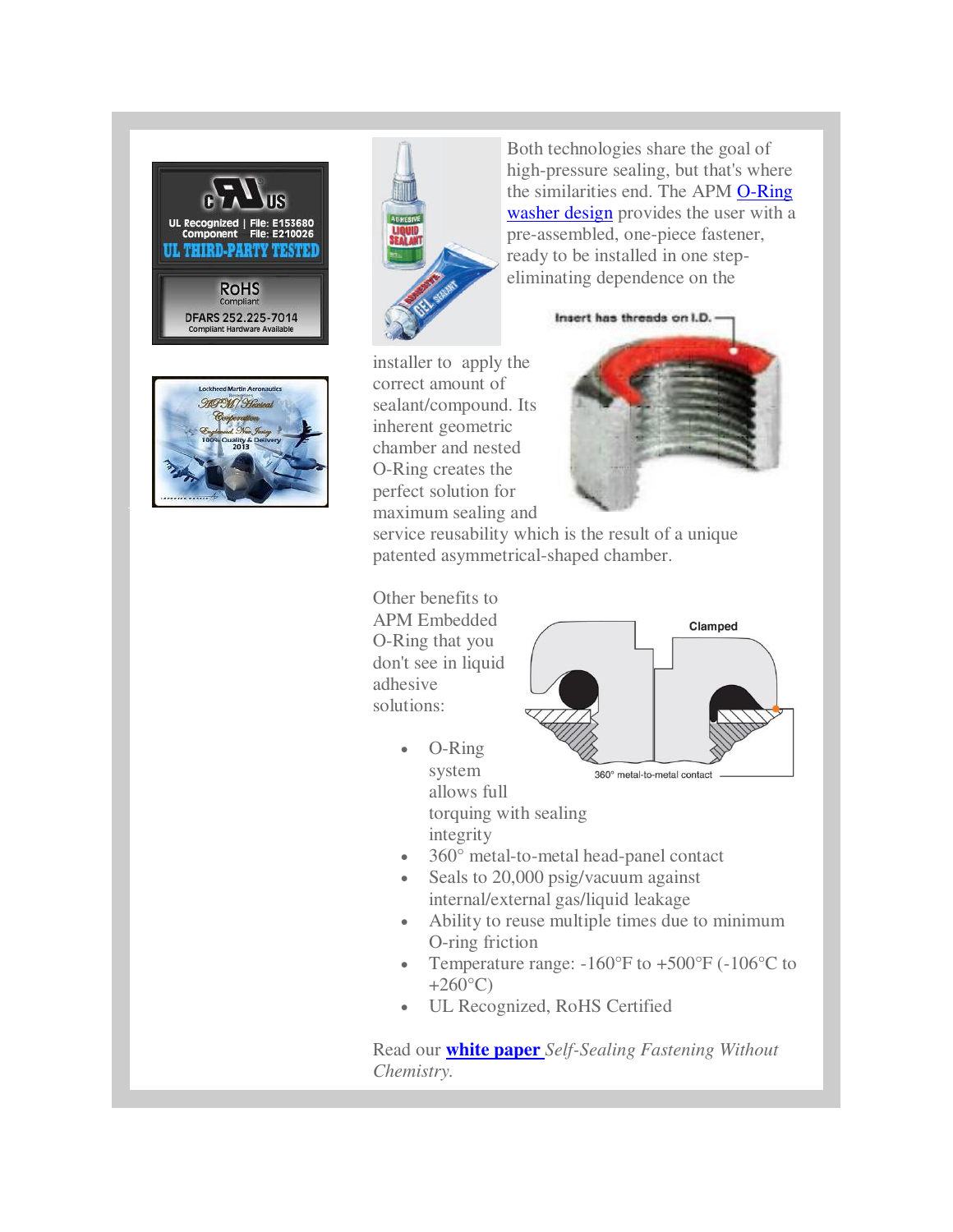Both technologies share the goal of high-pressure sealing, but that's where the similarities end. The APM [O-Ring washer design](#) provides the user with a pre-assembled, one-piece fastener, ready to be installed in one step-eliminating dependence on the installer to apply the correct amount of sealant/compound. Its inherent geometric chamber and nested O-Ring creates the perfect solution for maximum sealing and service reusability which is the result of a unique patented asymmetrical-shaped chamber.

Other benefits to APM Embedded O-Ring that you don't see in liquid adhesive solutions:

- O-Ring system allows full torquing with sealing integrity
- 360° metal-to-metal head-panel contact
- Seals to 20,000 psig/vacuum against internal/external gas/liquid leakage
- Ability to reuse multiple times due to minimum O-ring friction
- Temperature range: -160°F to +500°F (-106°C to +260°C)
- UL Recognized, RoHS Certified

Read our **[white paper](#)** *Self-Sealing Fastening Without Chemistry.*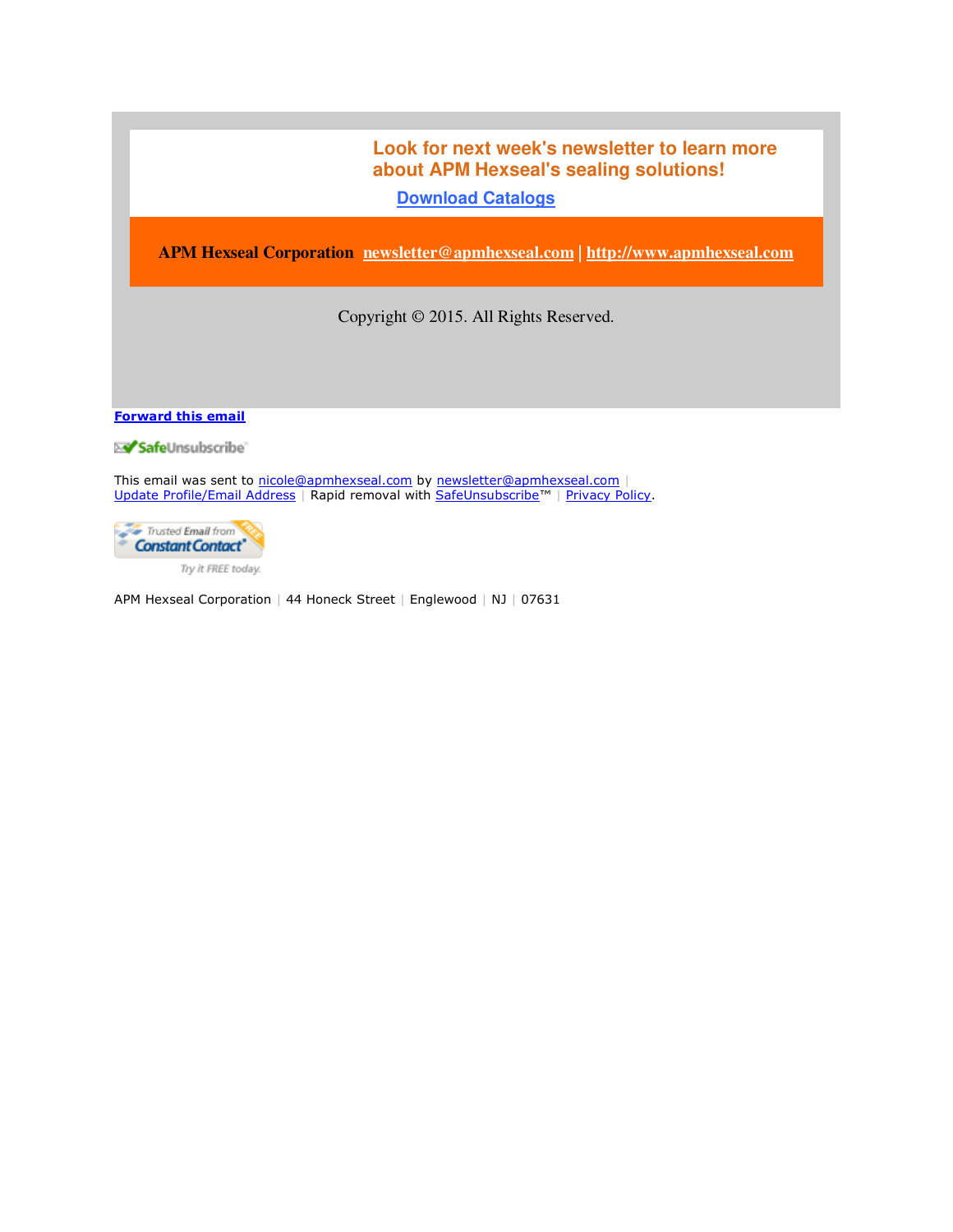**Look for next week's newsletter to learn more about APM Hexseal's sealing solutions!**

**Download Catalogs**

**APM Hexseal Corporation** newsletter@apmhexseal.com | http://www.apmhexseal.com

Copyright © 2015. All Rights Reserved.

**Forward this email**

SafeUnsubscribe

This email was sent to nicole@apmhexseal.com by newsletter@apmhexseal.com | Update Profile/Email Address | Rapid removal with SafeUnsubscribe™ | Privacy Policy.

Trusted Email from Constant Contact — Try it FREE today.

APM Hexseal Corporation | 44 Honeck Street | Englewood | NJ | 07631